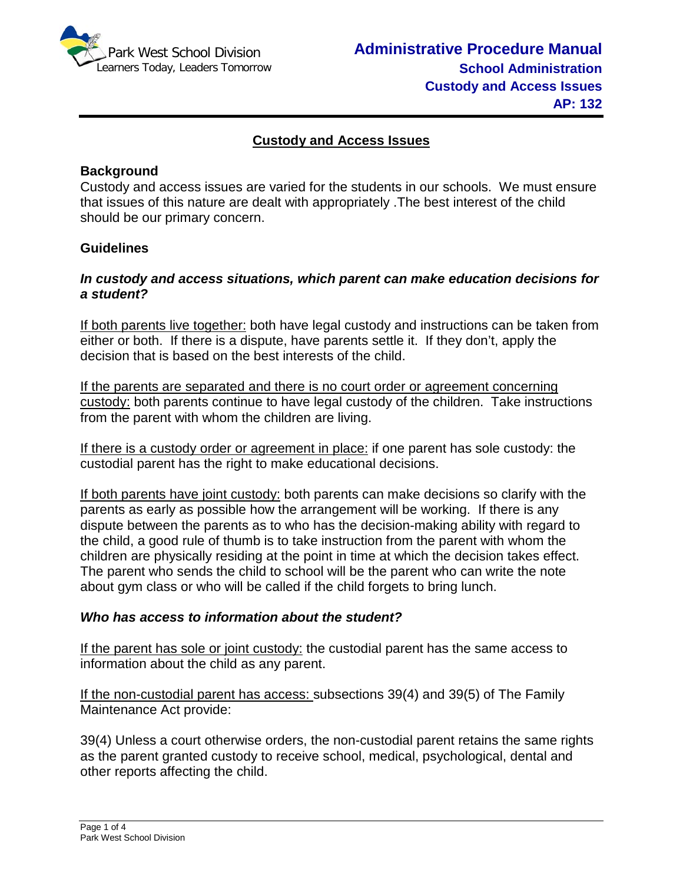Park West School Division
Learners Today, Leaders Tomorrow

**Administrative Procedure Manual**
**School Administration**
**Custody and Access Issues**
**AP: 132**

# Custody and Access Issues

## Background

Custody and access issues are varied for the students in our schools. We must ensure that issues of this nature are dealt with appropriately .The best interest of the child should be our primary concern.

## Guidelines

### *In custody and access situations, which parent can make education decisions for a student?*

If both parents live together: both have legal custody and instructions can be taken from either or both. If there is a dispute, have parents settle it. If they don't, apply the decision that is based on the best interests of the child.

If the parents are separated and there is no court order or agreement concerning custody: both parents continue to have legal custody of the children. Take instructions from the parent with whom the children are living.

If there is a custody order or agreement in place: if one parent has sole custody: the custodial parent has the right to make educational decisions.

If both parents have joint custody: both parents can make decisions so clarify with the parents as early as possible how the arrangement will be working. If there is any dispute between the parents as to who has the decision-making ability with regard to the child, a good rule of thumb is to take instruction from the parent with whom the children are physically residing at the point in time at which the decision takes effect. The parent who sends the child to school will be the parent who can write the note about gym class or who will be called if the child forgets to bring lunch.

### *Who has access to information about the student?*

If the parent has sole or joint custody: the custodial parent has the same access to information about the child as any parent.

If the non-custodial parent has access: subsections 39(4) and 39(5) of The Family Maintenance Act provide:

39(4) Unless a court otherwise orders, the non-custodial parent retains the same rights as the parent granted custody to receive school, medical, psychological, dental and other reports affecting the child.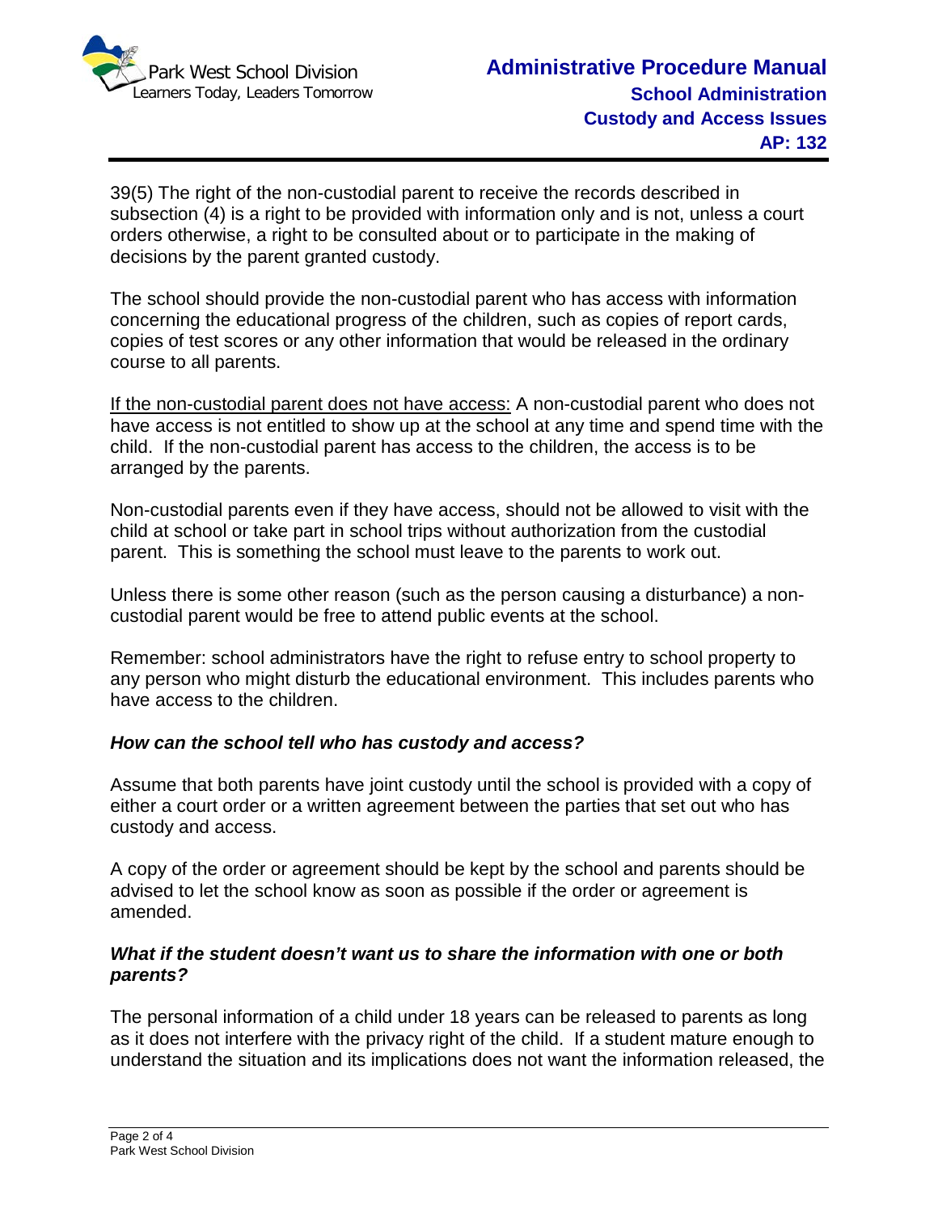39(5) The right of the non-custodial parent to receive the records described in subsection (4) is a right to be provided with information only and is not, unless a court orders otherwise, a right to be consulted about or to participate in the making of decisions by the parent granted custody.

The school should provide the non-custodial parent who has access with information concerning the educational progress of the children, such as copies of report cards, copies of test scores or any other information that would be released in the ordinary course to all parents.

<u>If the non-custodial parent does not have access:</u> A non-custodial parent who does not have access is not entitled to show up at the school at any time and spend time with the child. If the non-custodial parent has access to the children, the access is to be arranged by the parents.

Non-custodial parents even if they have access, should not be allowed to visit with the child at school or take part in school trips without authorization from the custodial parent. This is something the school must leave to the parents to work out.

Unless there is some other reason (such as the person causing a disturbance) a non-custodial parent would be free to attend public events at the school.

Remember: school administrators have the right to refuse entry to school property to any person who might disturb the educational environment. This includes parents who have access to the children.

***How can the school tell who has custody and access?***

Assume that both parents have joint custody until the school is provided with a copy of either a court order or a written agreement between the parties that set out who has custody and access.

A copy of the order or agreement should be kept by the school and parents should be advised to let the school know as soon as possible if the order or agreement is amended.

***What if the student doesn't want us to share the information with one or both parents?***

The personal information of a child under 18 years can be released to parents as long as it does not interfere with the privacy right of the child. If a student mature enough to understand the situation and its implications does not want the information released, the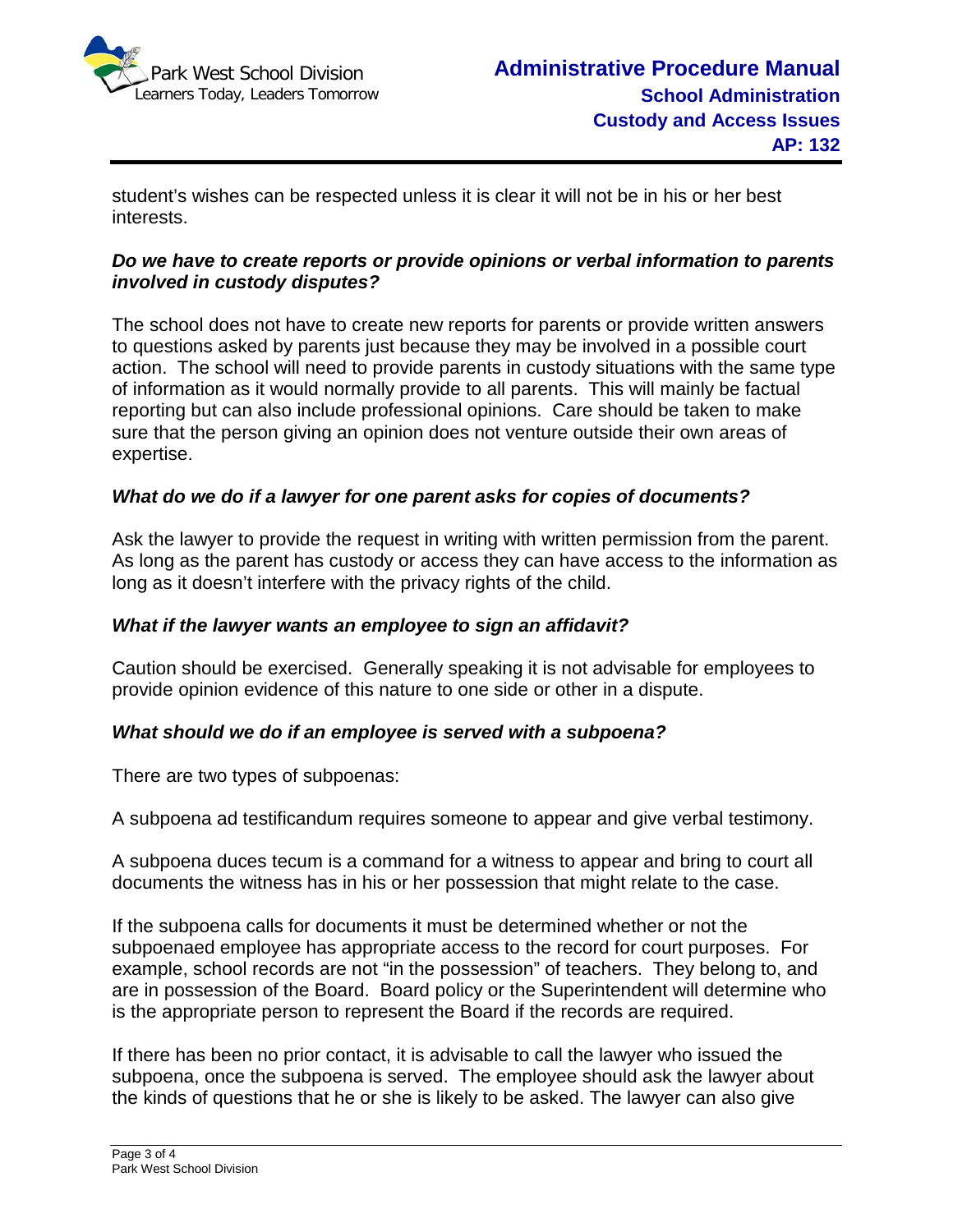student's wishes can be respected unless it is clear it will not be in his or her best interests.

***Do we have to create reports or provide opinions or verbal information to parents involved in custody disputes?***

The school does not have to create new reports for parents or provide written answers to questions asked by parents just because they may be involved in a possible court action. The school will need to provide parents in custody situations with the same type of information as it would normally provide to all parents. This will mainly be factual reporting but can also include professional opinions. Care should be taken to make sure that the person giving an opinion does not venture outside their own areas of expertise.

***What do we do if a lawyer for one parent asks for copies of documents?***

Ask the lawyer to provide the request in writing with written permission from the parent. As long as the parent has custody or access they can have access to the information as long as it doesn't interfere with the privacy rights of the child.

***What if the lawyer wants an employee to sign an affidavit?***

Caution should be exercised. Generally speaking it is not advisable for employees to provide opinion evidence of this nature to one side or other in a dispute.

***What should we do if an employee is served with a subpoena?***

There are two types of subpoenas:

A subpoena ad testificandum requires someone to appear and give verbal testimony.

A subpoena duces tecum is a command for a witness to appear and bring to court all documents the witness has in his or her possession that might relate to the case.

If the subpoena calls for documents it must be determined whether or not the subpoenaed employee has appropriate access to the record for court purposes. For example, school records are not "in the possession" of teachers. They belong to, and are in possession of the Board. Board policy or the Superintendent will determine who is the appropriate person to represent the Board if the records are required.

If there has been no prior contact, it is advisable to call the lawyer who issued the subpoena, once the subpoena is served. The employee should ask the lawyer about the kinds of questions that he or she is likely to be asked. The lawyer can also give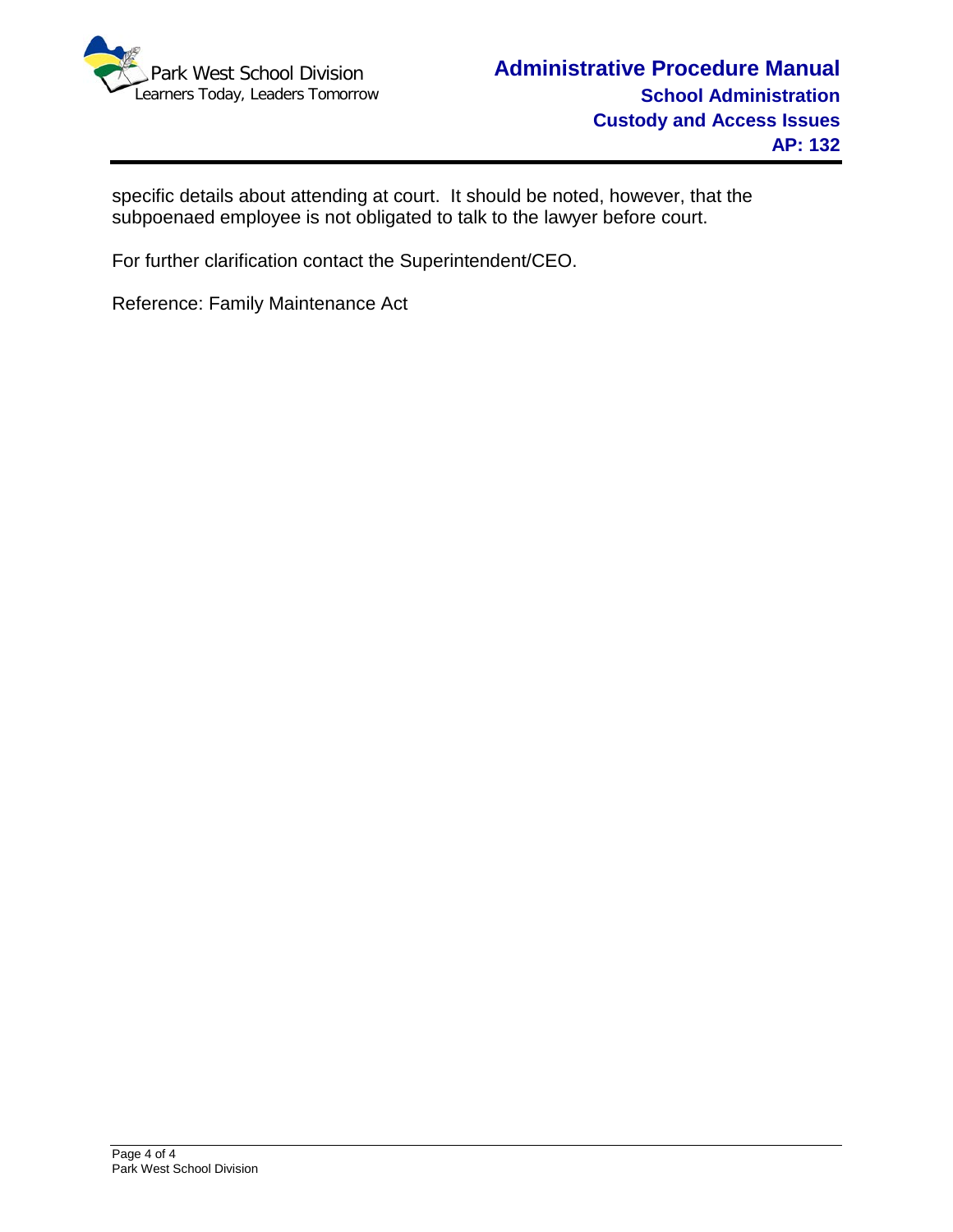specific details about attending at court. It should be noted, however, that the subpoenaed employee is not obligated to talk to the lawyer before court.

For further clarification contact the Superintendent/CEO.

Reference: Family Maintenance Act